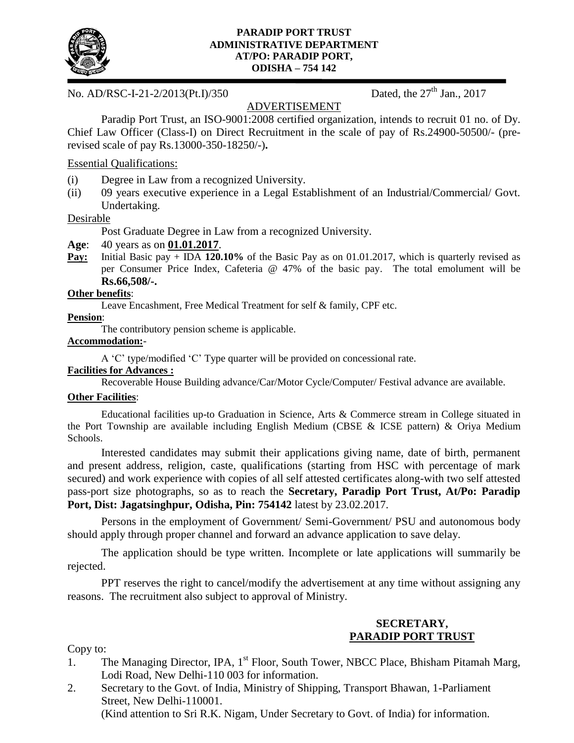**PARADIP PORT TRUST**
**ADMINISTRATIVE DEPARTMENT**
**AT/PO: PARADIP PORT,**
**ODISHA – 754 142**

No. AD/RSC-I-21-2/2013(Pt.I)/350 Dated, the 27th Jan., 2017

## ADVERTISEMENT

Paradip Port Trust, an ISO-9001:2008 certified organization, intends to recruit 01 no. of Dy. Chief Law Officer (Class-I) on Direct Recruitment in the scale of pay of Rs.24900-50500/- (pre-revised scale of pay Rs.13000-350-18250/-)**.**

Essential Qualifications:

(i) Degree in Law from a recognized University.

(ii) 09 years executive experience in a Legal Establishment of an Industrial/Commercial/ Govt. Undertaking.

Desirable

Post Graduate Degree in Law from a recognized University.

**Age**: 40 years as on **01.01.2017**.

**Pay:** Initial Basic pay + IDA **120.10%** of the Basic Pay as on 01.01.2017, which is quarterly revised as per Consumer Price Index, Cafeteria @ 47% of the basic pay. The total emolument will be **Rs.66,508/-.**

**Other benefits**:

Leave Encashment, Free Medical Treatment for self & family, CPF etc.

**Pension**:

The contributory pension scheme is applicable.

**Accommodation:**-

A 'C' type/modified 'C' Type quarter will be provided on concessional rate.

**Facilities for Advances :**

Recoverable House Building advance/Car/Motor Cycle/Computer/ Festival advance are available.

**Other Facilities**:

Educational facilities up-to Graduation in Science, Arts & Commerce stream in College situated in the Port Township are available including English Medium (CBSE & ICSE pattern) & Oriya Medium Schools.

Interested candidates may submit their applications giving name, date of birth, permanent and present address, religion, caste, qualifications (starting from HSC with percentage of mark secured) and work experience with copies of all self attested certificates along-with two self attested pass-port size photographs, so as to reach the **Secretary, Paradip Port Trust, At/Po: Paradip Port, Dist: Jagatsinghpur, Odisha, Pin: 754142** latest by 23.02.2017.

Persons in the employment of Government/ Semi-Government/ PSU and autonomous body should apply through proper channel and forward an advance application to save delay.

The application should be type written. Incomplete or late applications will summarily be rejected.

PPT reserves the right to cancel/modify the advertisement at any time without assigning any reasons. The recruitment also subject to approval of Ministry.

**SECRETARY,**
**PARADIP PORT TRUST**

Copy to:

1. The Managing Director, IPA, 1st Floor, South Tower, NBCC Place, Bhisham Pitamah Marg, Lodi Road, New Delhi-110 003 for information.
2. Secretary to the Govt. of India, Ministry of Shipping, Transport Bhawan, 1-Parliament Street, New Delhi-110001.
   (Kind attention to Sri R.K. Nigam, Under Secretary to Govt. of India) for information.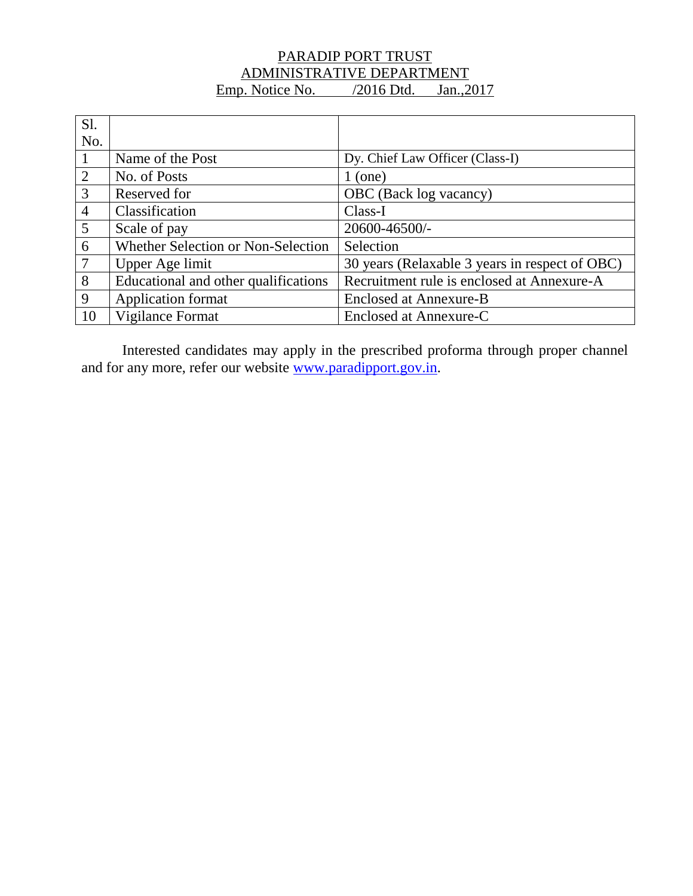PARADIP PORT TRUST
ADMINISTRATIVE DEPARTMENT
Emp. Notice No. /2016 Dtd. Jan.,2017

| Sl. No. | | |
|---|---|---|
| 1 | Name of the Post | Dy. Chief Law Officer (Class-I) |
| 2 | No. of Posts | 1 (one) |
| 3 | Reserved for | OBC (Back log vacancy) |
| 4 | Classification | Class-I |
| 5 | Scale of pay | 20600-46500/- |
| 6 | Whether Selection or Non-Selection | Selection |
| 7 | Upper Age limit | 30 years (Relaxable 3 years in respect of OBC) |
| 8 | Educational and other qualifications | Recruitment rule is enclosed at Annexure-A |
| 9 | Application format | Enclosed at Annexure-B |
| 10 | Vigilance Format | Enclosed at Annexure-C |

Interested candidates may apply in the prescribed proforma through proper channel and for any more, refer our website www.paradipport.gov.in.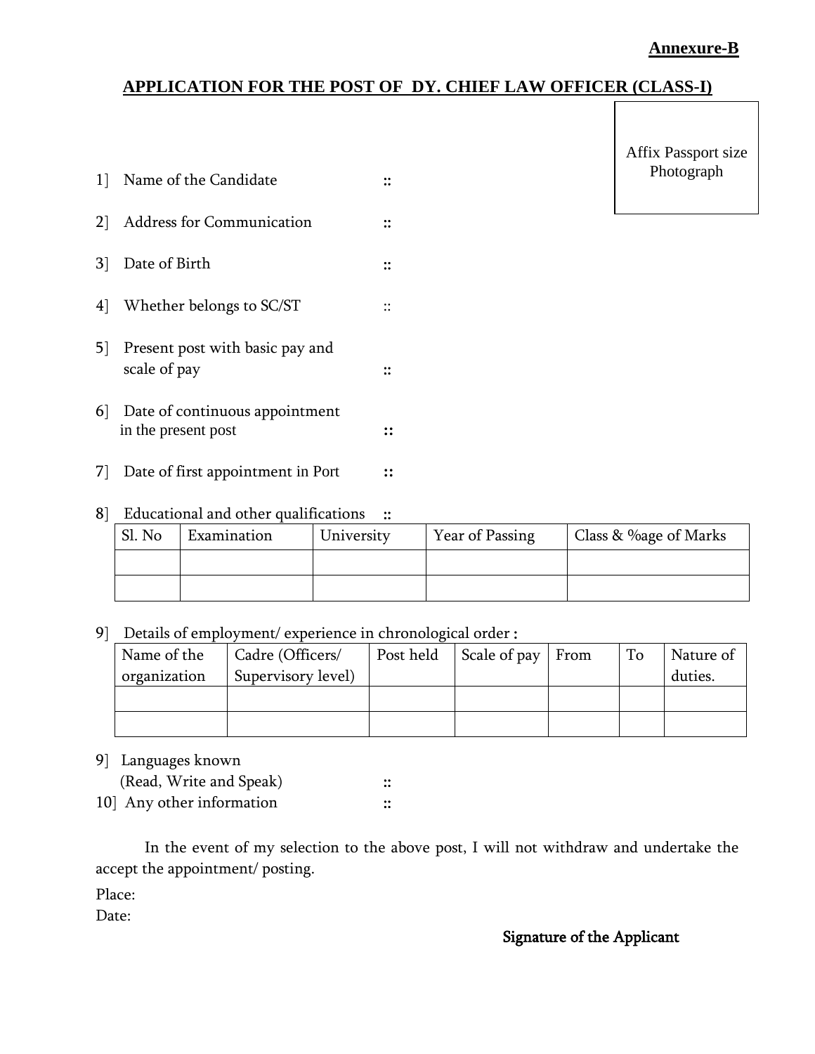**Annexure-B**

## APPLICATION FOR THE POST OF DY. CHIEF LAW OFFICER (CLASS-I)

Affix Passport size Photograph

1] Name of the Candidate ::

2] Address for Communication ::

3] Date of Birth ::

4] Whether belongs to SC/ST ::

5] Present post with basic pay and scale of pay ::

6] Date of continuous appointment in the present post ::

7] Date of first appointment in Port ::

8] Educational and other qualifications ::

| Sl. No | Examination | University | Year of Passing | Class & %age of Marks |
|---|---|---|---|---|
| | | | | |
| | | | | |

9] Details of employment/ experience in chronological order :

| Name of the organization | Cadre (Officers/ Supervisory level) | Post held | Scale of pay | From | To | Nature of duties. |
|---|---|---|---|---|---|---|
| | | | | | | |
| | | | | | | |

9] Languages known (Read, Write and Speak) ::

10] Any other information ::

In the event of my selection to the above post, I will not withdraw and undertake the accept the appointment/ posting.

Place:

Date:

Signature of the Applicant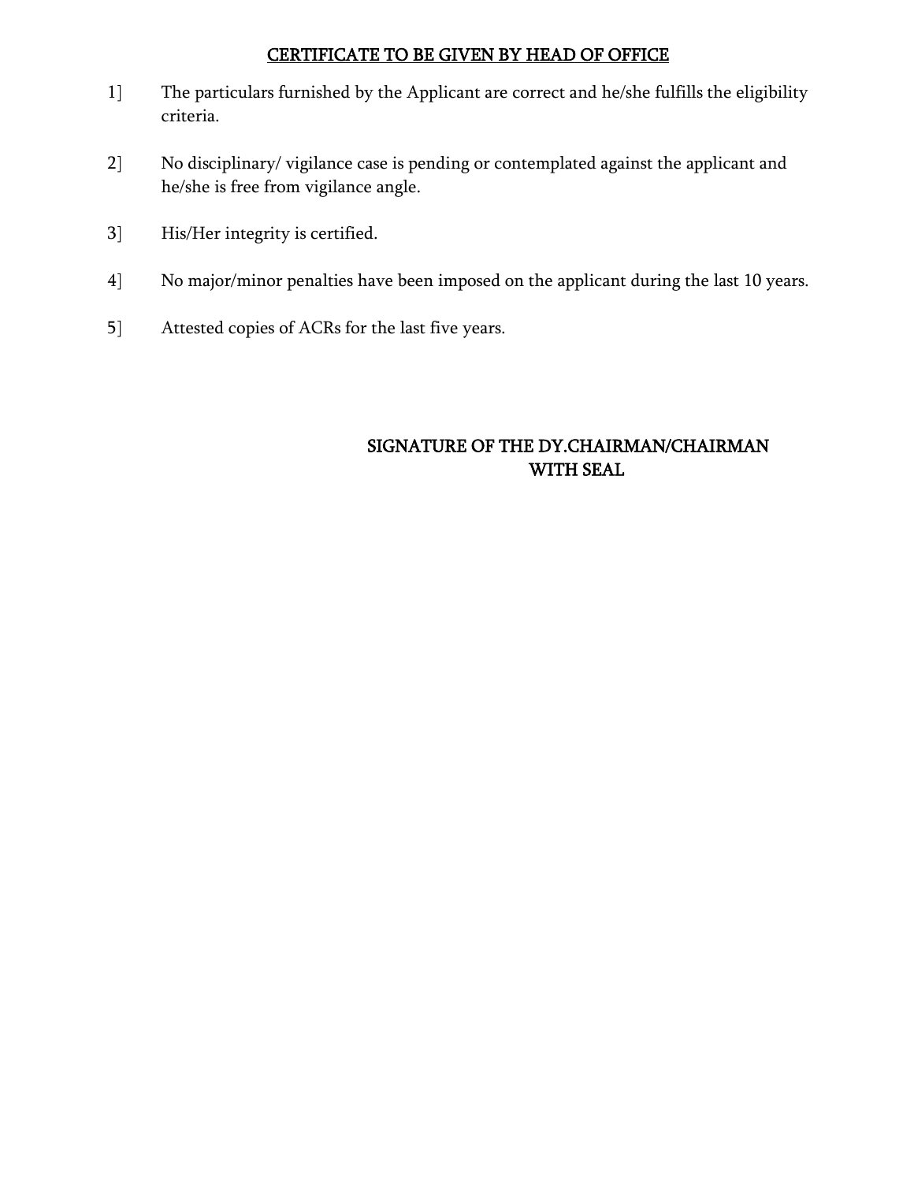## CERTIFICATE TO BE GIVEN BY HEAD OF OFFICE

1] The particulars furnished by the Applicant are correct and he/she fulfills the eligibility criteria.

2] No disciplinary/ vigilance case is pending or contemplated against the applicant and he/she is free from vigilance angle.

3] His/Her integrity is certified.

4] No major/minor penalties have been imposed on the applicant during the last 10 years.

5] Attested copies of ACRs for the last five years.

SIGNATURE OF THE DY.CHAIRMAN/CHAIRMAN
WITH SEAL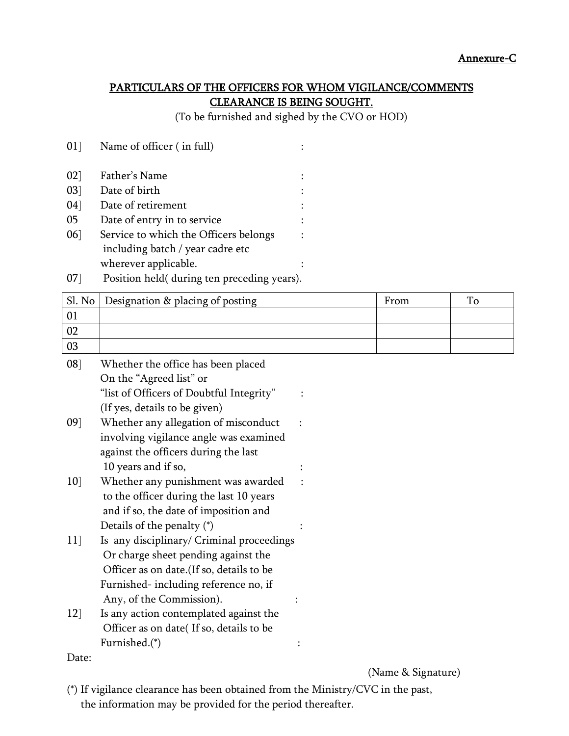Annexure-C

## PARTICULARS OF THE OFFICERS FOR WHOM VIGILANCE/COMMENTS CLEARANCE IS BEING SOUGHT.

(To be furnished and sighed by the CVO or HOD)

01] Name of officer ( in full) :

02] Father's Name :

03] Date of birth :

04] Date of retirement :

05 Date of entry in to service :

06] Service to which the Officers belongs including batch / year cadre etc wherever applicable. : :

07] Position held( during ten preceding years).

| Sl. No | Designation & placing of posting | From | To |
|---|---|---|---|
| 01 | | | |
| 02 | | | |
| 03 | | | |

08] Whether the office has been placed On the "Agreed list" or "list of Officers of Doubtful Integrity" (If yes, details to be given) :

09] Whether any allegation of misconduct involving vigilance angle was examined against the officers during the last 10 years and if so, : :

10] Whether any punishment was awarded to the officer during the last 10 years and if so, the date of imposition and Details of the penalty (*) : :

11] Is any disciplinary/ Criminal proceedings Or charge sheet pending against the Officer as on date.(If so, details to be Furnished- including reference no, if Any, of the Commission). :

12] Is any action contemplated against the Officer as on date( If so, details to be Furnished.(*) :

Date:

(Name & Signature)

(*) If vigilance clearance has been obtained from the Ministry/CVC in the past, the information may be provided for the period thereafter.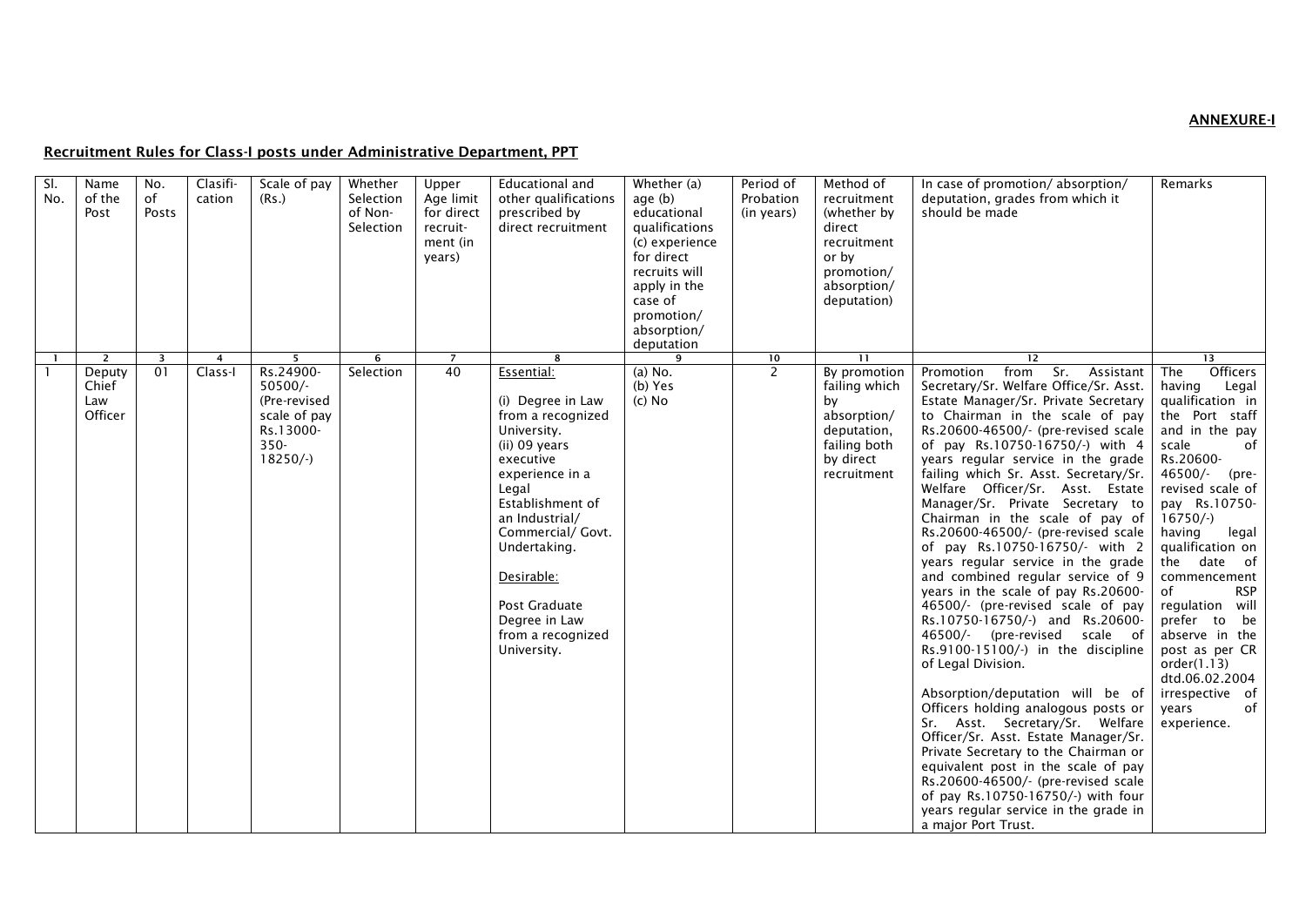**ANNEXURE-I**

**Recruitment Rules for Class-I posts under Administrative Department, PPT**

| Sl. No. | Name of the Post | No. of Posts | Clasifi-cation | Scale of pay (Rs.) | Whether Selection of Non-Selection | Upper Age limit for direct recruit-ment (in years) | Educational and other qualifications prescribed by direct recruitment | Whether (a) age (b) educational qualifications (c) experience for direct recruits will apply in the case of promotion/ absorption/ deputation | Period of Probation (in years) | Method of recruitment (whether by direct recruitment or by promotion/ absorption/ deputation) | In case of promotion/ absorption/ deputation, grades from which it should be made | Remarks |
|---|---|---|---|---|---|---|---|---|---|---|---|---|
| 1 | 2 | 3 | 4 | 5 | 6 | 7 | 8 | 9 | 10 | 11 | 12 | 13 |
| 1 | Deputy Chief Law Officer | 01 | Class-I | Rs.24900-50500/- (Pre-revised scale of pay Rs.13000-350-18250/-) | Selection | 40 | Essential:<br><br>(i) Degree in Law from a recognized University.<br>(ii) 09 years executive experience in a Legal Establishment of an Industrial/ Commercial/ Govt. Undertaking.<br><br>Desirable:<br><br>Post Graduate Degree in Law from a recognized University. | (a) No.<br>(b) Yes<br>(c) No | 2 | By promotion failing which by absorption/ deputation, failing both by direct recruitment | Promotion from Sr. Assistant Secretary/Sr. Welfare Office/Sr. Asst. Estate Manager/Sr. Private Secretary to Chairman in the scale of pay Rs.20600-46500/- (pre-revised scale of pay Rs.10750-16750/-) with 4 years regular service in the grade failing which Sr. Asst. Secretary/Sr. Welfare Officer/Sr. Asst. Estate Manager/Sr. Private Secretary to Chairman in the scale of pay of Rs.20600-46500/- (pre-revised scale of pay Rs.10750-16750/- with 2 years regular service in the grade and combined regular service of 9 years in the scale of pay Rs.20600-46500/- (pre-revised scale of pay Rs.10750-16750/-) and Rs.20600-46500/- (pre-revised scale of Rs.9100-15100/-) in the discipline of Legal Division.<br><br>Absorption/deputation will be of Officers holding analogous posts or Sr. Asst. Secretary/Sr. Welfare Officer/Sr. Asst. Estate Manager/Sr. Private Secretary to the Chairman or equivalent post in the scale of pay Rs.20600-46500/- (pre-revised scale of pay Rs.10750-16750/-) with four years regular service in the grade in a major Port Trust. | The Officers having Legal qualification in the Port staff and in the pay scale of Rs.20600-46500/- (pre-revised scale of pay Rs.10750-16750/-) having legal qualification on the date of commencement of RSP regulation will prefer to be abserve in the post as per CR order(1.13) dtd.06.02.2004 irrespective of years of experience. |